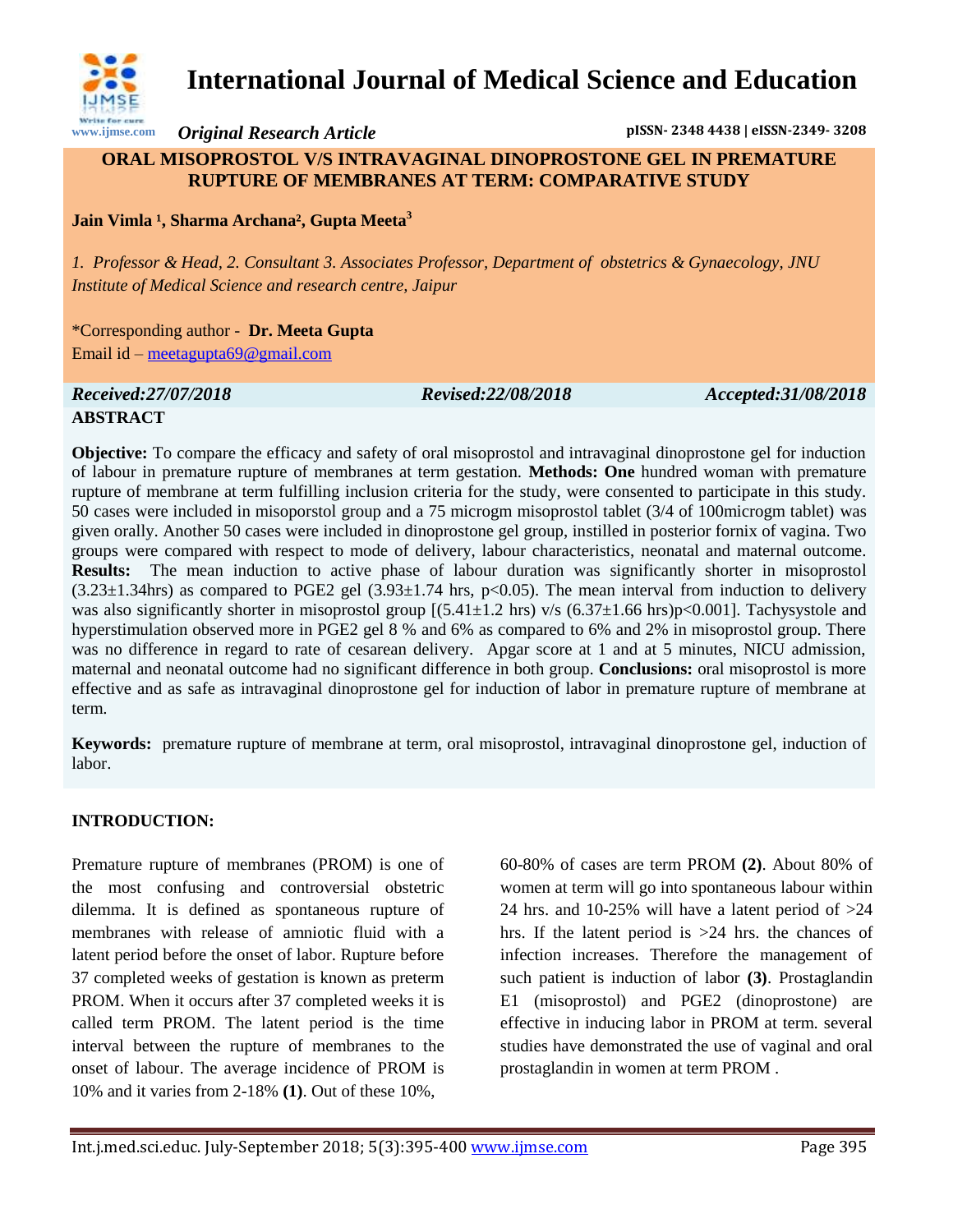# International Journal of Medical Science and Education

*Original Research Article*

**pISSN- 2348 4438 | eISSN-2349- 3208**

## ORAL MISOPROSTOL V/S INTRAVAGINAL DINOPROSTONE GEL IN PREMATURE RUPTURE OF MEMBRANES AT TERM: COMPARATIVE STUDY

**Jain Vimla [1], Sharma Archana[2], Gupta Meeta[3]**

*1. Professor & Head, 2. Consultant 3. Associates Professor, Department of obstetrics & Gynaecology, JNU Institute of Medical Science and research centre, Jaipur*

*Corresponding author - **Dr. Meeta Gupta**
Email id – meetagupta69@gmail.com

***Received:27/07/2018*** ***Revised:22/08/2018*** ***Accepted:31/08/2018***

**ABSTRACT**

**Objective:** To compare the efficacy and safety of oral misoprostol and intravaginal dinoprostone gel for induction of labour in premature rupture of membranes at term gestation. **Methods: One** hundred woman with premature rupture of membrane at term fulfilling inclusion criteria for the study, were consented to participate in this study. 50 cases were included in misoporstol group and a 75 microgm misoprostol tablet (3/4 of 100microgm tablet) was given orally. Another 50 cases were included in dinoprostone gel group, instilled in posterior fornix of vagina. Two groups were compared with respect to mode of delivery, labour characteristics, neonatal and maternal outcome. **Results:** The mean induction to active phase of labour duration was significantly shorter in misoprostol (3.23±1.34hrs) as compared to PGE2 gel (3.93±1.74 hrs, $p<0.05$). The mean interval from induction to delivery was also significantly shorter in misoprostol group [(5.41±1.2 hrs) v/s (6.37±1.66 hrs)$p<0.001$]. Tachysystole and hyperstimulation observed more in PGE2 gel 8 % and 6% as compared to 6% and 2% in misoprostol group. There was no difference in regard to rate of cesarean delivery. Apgar score at 1 and at 5 minutes, NICU admission, maternal and neonatal outcome had no significant difference in both group. **Conclusions:** oral misoprostol is more effective and as safe as intravaginal dinoprostone gel for induction of labor in premature rupture of membrane at term.

**Keywords:** premature rupture of membrane at term, oral misoprostol, intravaginal dinoprostone gel, induction of labor.

## INTRODUCTION:

Premature rupture of membranes (PROM) is one of the most confusing and controversial obstetric dilemma. It is defined as spontaneous rupture of membranes with release of amniotic fluid with a latent period before the onset of labor. Rupture before 37 completed weeks of gestation is known as preterm PROM. When it occurs after 37 completed weeks it is called term PROM. The latent period is the time interval between the rupture of membranes to the onset of labour. The average incidence of PROM is 10% and it varies from 2-18% **(1)**. Out of these 10%, 60-80% of cases are term PROM **(2)**. About 80% of women at term will go into spontaneous labour within 24 hrs. and 10-25% will have a latent period of >24 hrs. If the latent period is >24 hrs. the chances of infection increases. Therefore the management of such patient is induction of labor **(3)**. Prostaglandin E1 (misoprostol) and PGE2 (dinoprostone) are effective in inducing labor in PROM at term. several studies have demonstrated the use of vaginal and oral prostaglandin in women at term PROM .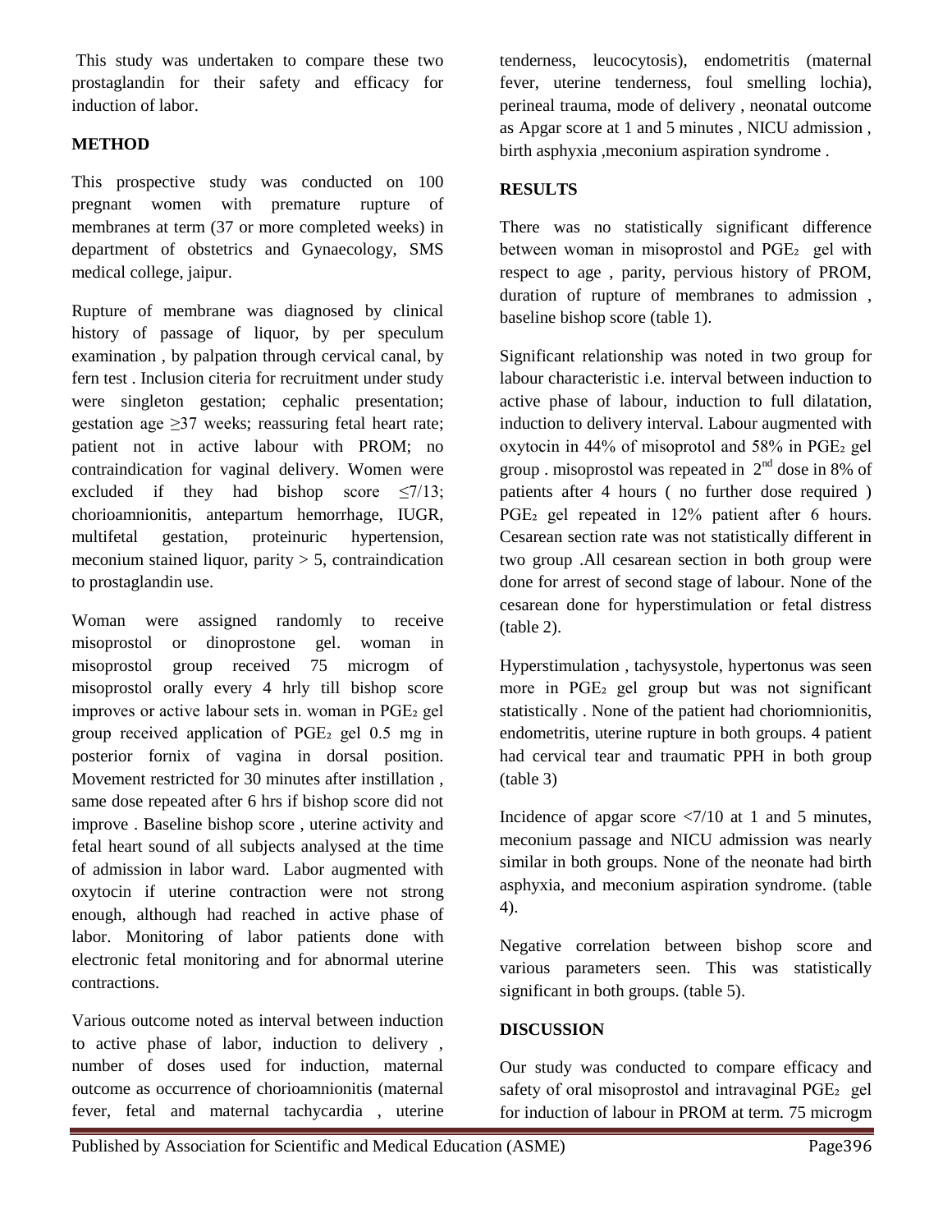This study was undertaken to compare these two prostaglandin for their safety and efficacy for induction of labor.

## METHOD

This prospective study was conducted on 100 pregnant women with premature rupture of membranes at term (37 or more completed weeks) in department of obstetrics and Gynaecology, SMS medical college, jaipur.

Rupture of membrane was diagnosed by clinical history of passage of liquor, by per speculum examination , by palpation through cervical canal, by fern test . Inclusion citeria for recruitment under study were singleton gestation; cephalic presentation; gestation age ≥37 weeks; reassuring fetal heart rate; patient not in active labour with PROM; no contraindication for vaginal delivery. Women were excluded if they had bishop score ≤7/13; chorioamnionitis, antepartum hemorrhage, IUGR, multifetal gestation, proteinuric hypertension, meconium stained liquor, parity > 5, contraindication to prostaglandin use.

Woman were assigned randomly to receive misoprostol or dinoprostone gel. woman in misoprostol group received 75 microgm of misoprostol orally every 4 hrly till bishop score improves or active labour sets in. woman in $PGE_2$ gel group received application of $PGE_2$ gel 0.5 mg in posterior fornix of vagina in dorsal position. Movement restricted for 30 minutes after instillation , same dose repeated after 6 hrs if bishop score did not improve . Baseline bishop score , uterine activity and fetal heart sound of all subjects analysed at the time of admission in labor ward. Labor augmented with oxytocin if uterine contraction were not strong enough, although had reached in active phase of labor. Monitoring of labor patients done with electronic fetal monitoring and for abnormal uterine contractions.

Various outcome noted as interval between induction to active phase of labor, induction to delivery , number of doses used for induction, maternal outcome as occurrence of chorioamnionitis (maternal fever, fetal and maternal tachycardia , uterine tenderness, leucocytosis), endometritis (maternal fever, uterine tenderness, foul smelling lochia), perineal trauma, mode of delivery , neonatal outcome as Apgar score at 1 and 5 minutes , NICU admission , birth asphyxia ,meconium aspiration syndrome .

## RESULTS

There was no statistically significant difference between woman in misoprostol and $PGE_2$ gel with respect to age , parity, pervious history of PROM, duration of rupture of membranes to admission , baseline bishop score (table 1).

Significant relationship was noted in two group for labour characteristic i.e. interval between induction to active phase of labour, induction to full dilatation, induction to delivery interval. Labour augmented with oxytocin in 44% of misoprotol and 58% in $PGE_2$ gel group . misoprostol was repeated in 2nd dose in 8% of patients after 4 hours ( no further dose required ) $PGE_2$ gel repeated in 12% patient after 6 hours. Cesarean section rate was not statistically different in two group .All cesarean section in both group were done for arrest of second stage of labour. None of the cesarean done for hyperstimulation or fetal distress (table 2).

Hyperstimulation , tachysystole, hypertonus was seen more in $PGE_2$ gel group but was not significant statistically . None of the patient had choriomnionitis, endometritis, uterine rupture in both groups. 4 patient had cervical tear and traumatic PPH in both group (table 3)

Incidence of apgar score <7/10 at 1 and 5 minutes, meconium passage and NICU admission was nearly similar in both groups. None of the neonate had birth asphyxia, and meconium aspiration syndrome. (table 4).

Negative correlation between bishop score and various parameters seen. This was statistically significant in both groups. (table 5).

## DISCUSSION

Our study was conducted to compare efficacy and safety of oral misoprostol and intravaginal $PGE_2$ gel for induction of labour in PROM at term. 75 microgm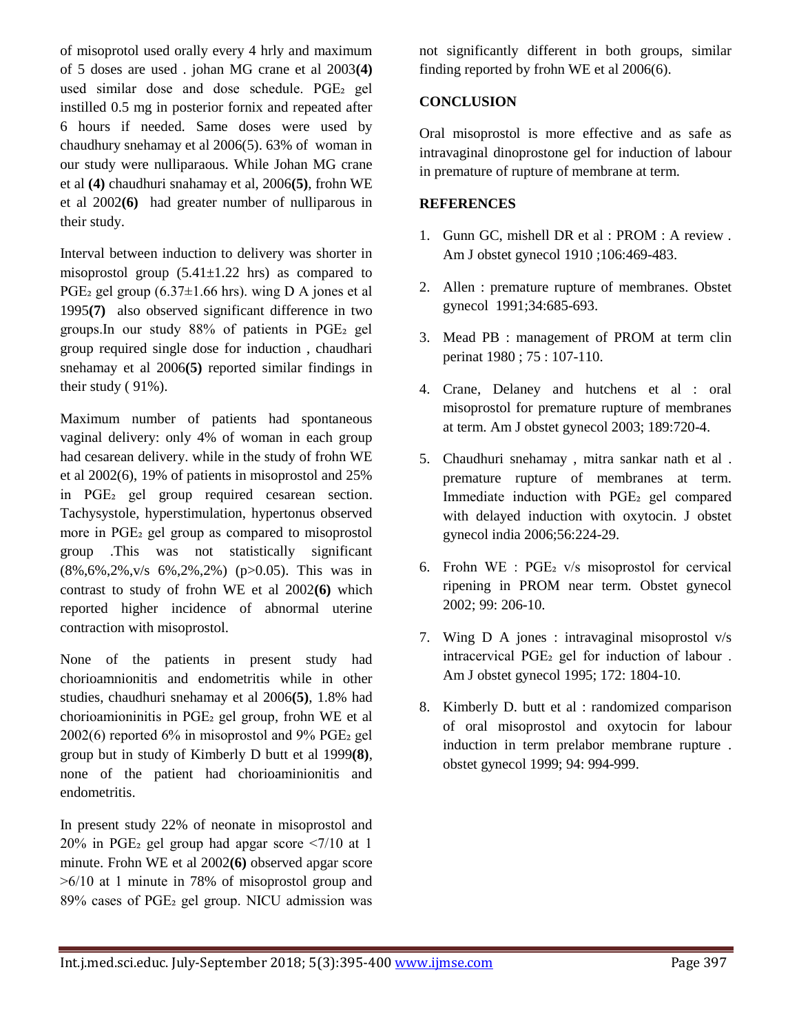of misoprotol used orally every 4 hrly and maximum of 5 doses are used . johan MG crane et al 2003**(4)** used similar dose and dose schedule. $PGE_2$ gel instilled 0.5 mg in posterior fornix and repeated after 6 hours if needed. Same doses were used by chaudhury snehamay et al 2006(5). 63% of woman in our study were nulliparaous. While Johan MG crane et al **(4)** chaudhuri snahamay et al, 2006**(5)**, frohn WE et al 2002**(6)** had greater number of nulliparous in their study.

Interval between induction to delivery was shorter in misoprostol group (5.41±1.22 hrs) as compared to $PGE_2$ gel group (6.37±1.66 hrs). wing D A jones et al 1995**(7)** also observed significant difference in two groups.In our study 88% of patients in $PGE_2$ gel group required single dose for induction , chaudhari snehamay et al 2006**(5)** reported similar findings in their study ( 91%).

Maximum number of patients had spontaneous vaginal delivery: only 4% of woman in each group had cesarean delivery. while in the study of frohn WE et al 2002(6), 19% of patients in misoprostol and 25% in $PGE_2$ gel group required cesarean section. Tachysystole, hyperstimulation, hypertonus observed more in $PGE_2$ gel group as compared to misoprostol group .This was not statistically significant (8%,6%,2%,v/s 6%,2%,2%) ($p>0.05$). This was in contrast to study of frohn WE et al 2002**(6)** which reported higher incidence of abnormal uterine contraction with misoprostol.

None of the patients in present study had chorioamnionitis and endometritis while in other studies, chaudhuri snehamay et al 2006**(5)**, 1.8% had chorioamioninitis in $PGE_2$ gel group, frohn WE et al 2002(6) reported 6% in misoprostol and 9% $PGE_2$ gel group but in study of Kimberly D butt et al 1999**(8)**, none of the patient had chorioaminionitis and endometritis.

In present study 22% of neonate in misoprostol and 20% in $PGE_2$ gel group had apgar score <7/10 at 1 minute. Frohn WE et al 2002**(6)** observed apgar score >6/10 at 1 minute in 78% of misoprostol group and 89% cases of $PGE_2$ gel group. NICU admission was not significantly different in both groups, similar finding reported by frohn WE et al 2006(6).

## CONCLUSION

Oral misoprostol is more effective and as safe as intravaginal dinoprostone gel for induction of labour in premature of rupture of membrane at term.

## REFERENCES

1. Gunn GC, mishell DR et al : PROM : A review . Am J obstet gynecol 1910 ;106:469-483.
2. Allen : premature rupture of membranes. Obstet gynecol 1991;34:685-693.
3. Mead PB : management of PROM at term clin perinat 1980 ; 75 : 107-110.
4. Crane, Delaney and hutchens et al : oral misoprostol for premature rupture of membranes at term. Am J obstet gynecol 2003; 189:720-4.
5. Chaudhuri snehamay , mitra sankar nath et al . premature rupture of membranes at term. Immediate induction with $PGE_2$ gel compared with delayed induction with oxytocin. J obstet gynecol india 2006;56:224-29.
6. Frohn WE : $PGE_2$ v/s misoprostol for cervical ripening in PROM near term. Obstet gynecol 2002; 99: 206-10.
7. Wing D A jones : intravaginal misoprostol v/s intracervical $PGE_2$ gel for induction of labour . Am J obstet gynecol 1995; 172: 1804-10.
8. Kimberly D. butt et al : randomized comparison of oral misoprostol and oxytocin for labour induction in term prelabor membrane rupture . obstet gynecol 1999; 94: 994-999.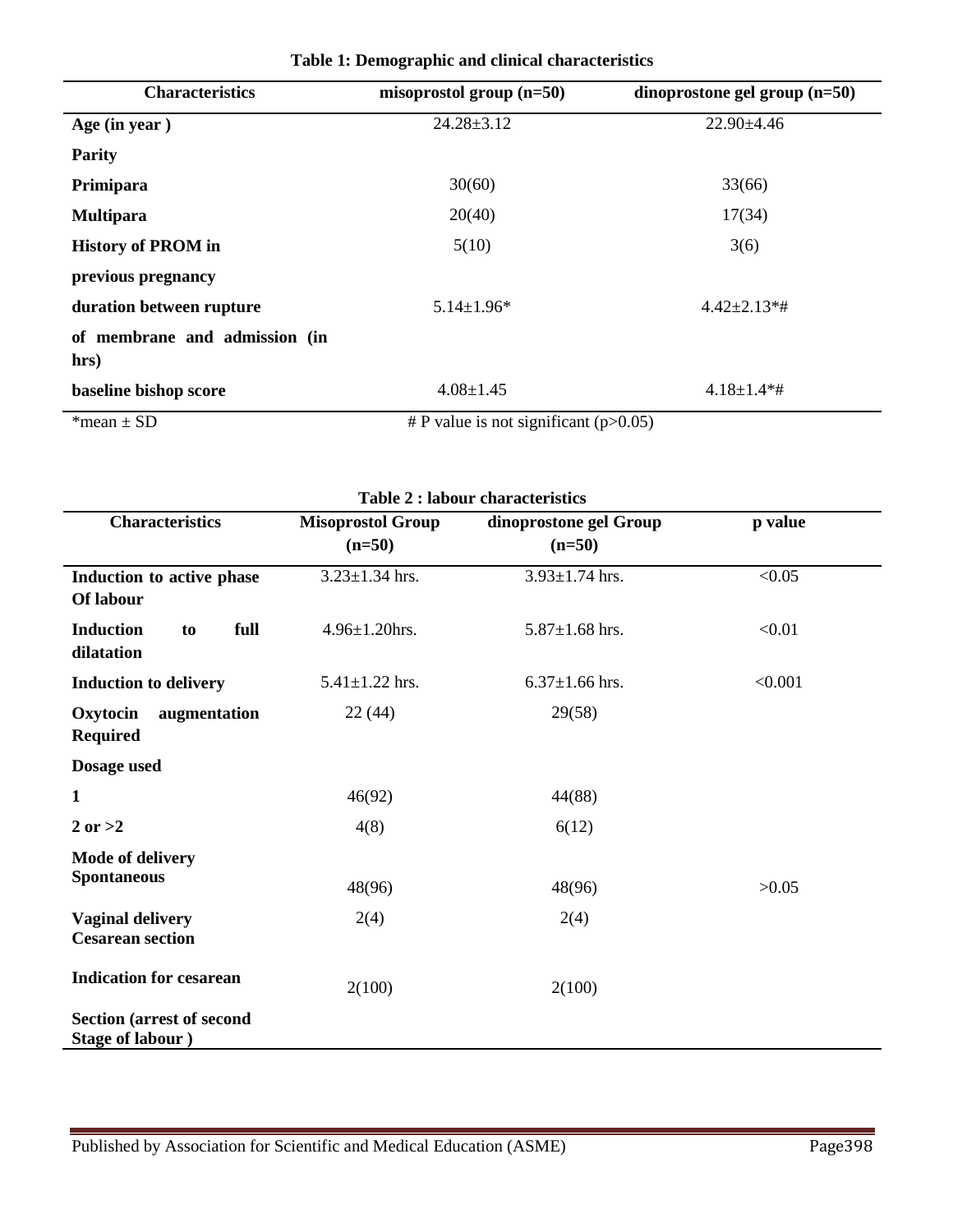**Table 1: Demographic and clinical characteristics**

| Characteristics | misoprostol group (n=50) | dinoprostone gel group (n=50) |
|---|---|---|
| **Age (in year )** | 24.28±3.12 | 22.90±4.46 |
| **Parity** | | |
| **Primipara** | 30(60) | 33(66) |
| **Multipara** | 20(40) | 17(34) |
| **History of PROM in previous pregnancy** | 5(10) | 3(6) |
| **duration between rupture of membrane and admission (in hrs)** | 5.14±1.96* | 4.42±2.13*# |
| **baseline bishop score** | 4.08±1.45 | 4.18±1.4*# |

*mean ± SD    # P value is not significant (p>0.05)

**Table 2 : labour characteristics**

| Characteristics | Misoprostol Group (n=50) | dinoprostone gel Group (n=50) | p value |
|---|---|---|---|
| **Induction to active phase Of labour** | 3.23±1.34 hrs. | 3.93±1.74 hrs. | <0.05 |
| **Induction to full dilatation** | 4.96±1.20hrs. | 5.87±1.68 hrs. | <0.01 |
| **Induction to delivery** | 5.41±1.22 hrs. | 6.37±1.66 hrs. | <0.001 |
| **Oxytocin augmentation Required** | 22 (44) | 29(58) | |
| **Dosage used** | | | |
| **1** | 46(92) | 44(88) | |
| **2 or >2** | 4(8) | 6(12) | |
| **Mode of delivery Spontaneous** | 48(96) | 48(96) | >0.05 |
| **Vaginal delivery Cesarean section** | 2(4) | 2(4) | |
| **Indication for cesarean Section (arrest of second Stage of labour )** | 2(100) | 2(100) | |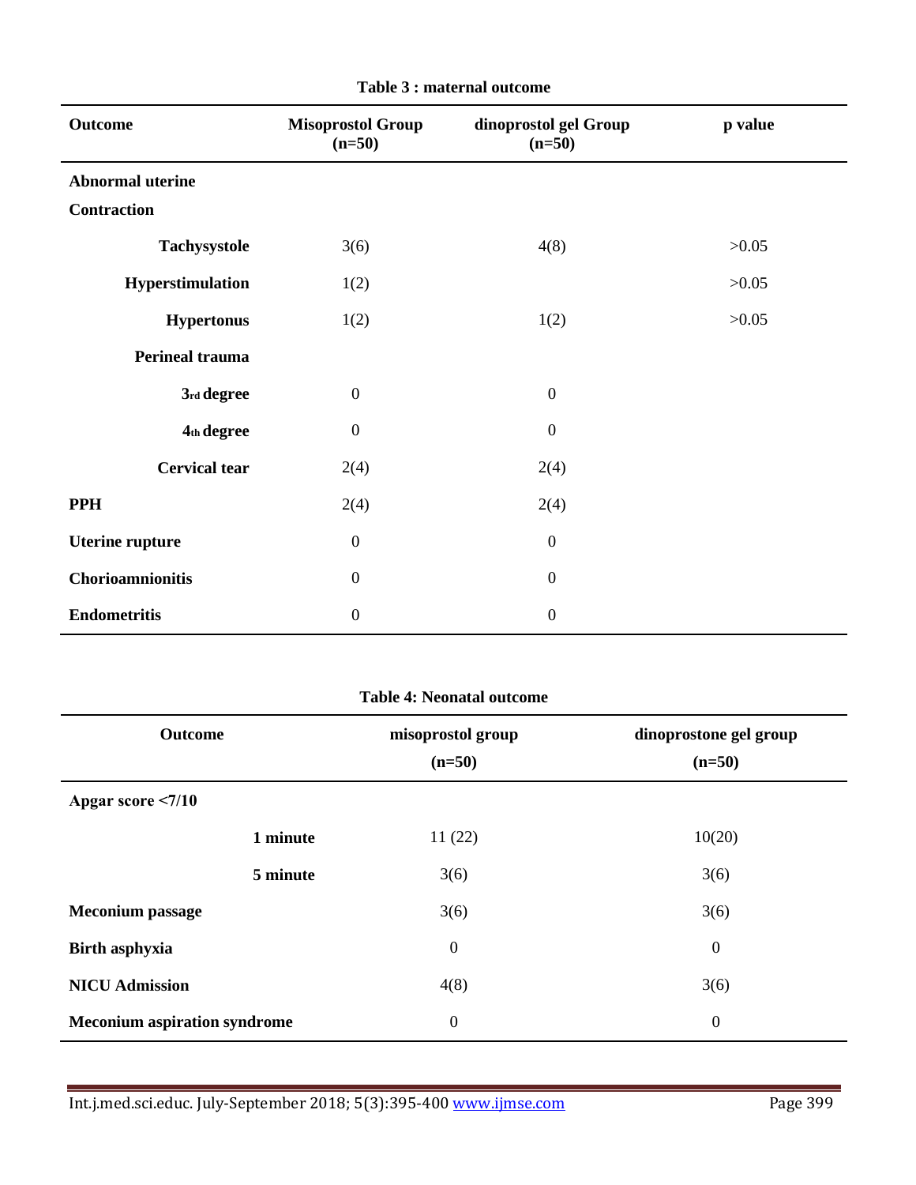**Table 3 : maternal outcome**

| Outcome | Misoprostol Group (n=50) | dinoprostol gel Group (n=50) | p value |
|---|---|---|---|
| **Abnormal uterine Contraction** | | | |
| **Tachysystole** | 3(6) | 4(8) | >0.05 |
| **Hyperstimulation** | 1(2) | | >0.05 |
| **Hypertonus** | 1(2) | 1(2) | >0.05 |
| **Perineal trauma** | | | |
| **3rd degree** | 0 | 0 | |
| **4th degree** | 0 | 0 | |
| **Cervical tear** | 2(4) | 2(4) | |
| **PPH** | 2(4) | 2(4) | |
| **Uterine rupture** | 0 | 0 | |
| **Chorioamnionitis** | 0 | 0 | |
| **Endometritis** | 0 | 0 | |

**Table 4: Neonatal outcome**

| Outcome | misoprostol group (n=50) | dinoprostone gel group (n=50) |
|---|---|---|
| **Apgar score <7/10** | | |
| **1 minute** | 11 (22) | 10(20) |
| **5 minute** | 3(6) | 3(6) |
| **Meconium passage** | 3(6) | 3(6) |
| **Birth asphyxia** | 0 | 0 |
| **NICU Admission** | 4(8) | 3(6) |
| **Meconium aspiration syndrome** | 0 | 0 |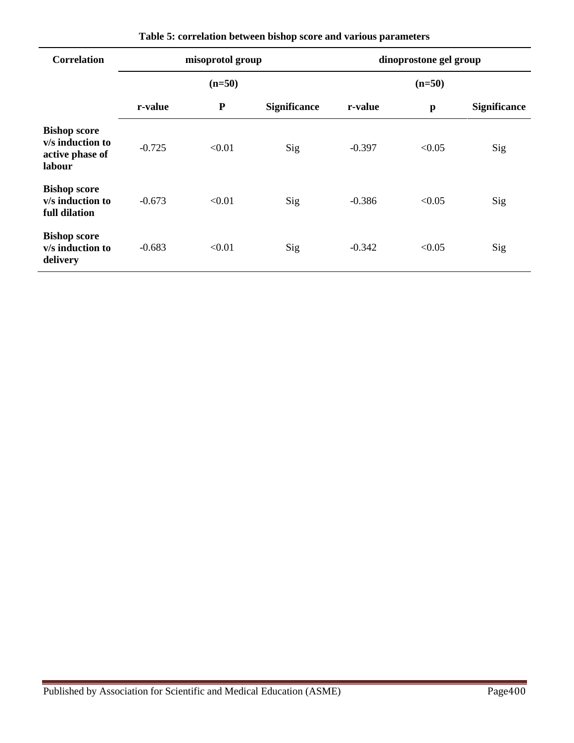**Table 5: correlation between bishop score and various parameters**

| Correlation | misoprotol group (n=50) | | | dinoprostone gel group (n=50) | | |
|---|---|---|---|---|---|---|
| | r-value | P | Significance | r-value | p | Significance |
| **Bishop score v/s induction to active phase of labour** | -0.725 | <0.01 | Sig | -0.397 | <0.05 | Sig |
| **Bishop score v/s induction to full dilation** | -0.673 | <0.01 | Sig | -0.386 | <0.05 | Sig |
| **Bishop score v/s induction to delivery** | -0.683 | <0.01 | Sig | -0.342 | <0.05 | Sig |